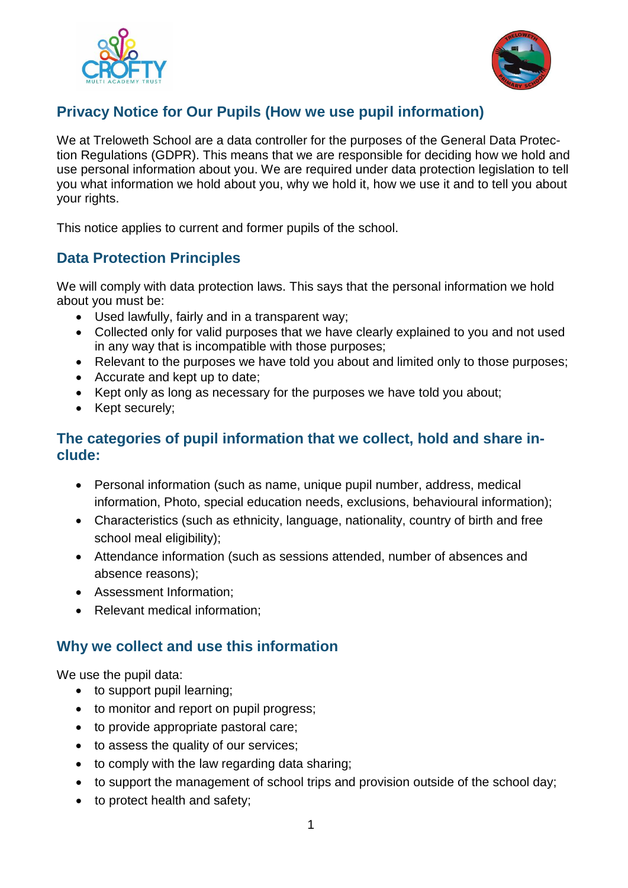## Privacy Notice for Our Pupils (How we use pupil information)

We at Treloweth School are a data controller for the purposes of the General Data Protection Regulations (GDPR). This means that we are responsible for deciding how we hold and use personal information about you. We are required under data protection legislation to tell you what information we hold about you, why we hold it, how we use it and to tell you about your rights.

This notice applies to current and former pupils of the school.

## Data Protection Principles

We will comply with data protection laws. This says that the personal information we hold about you must be:

- Used lawfully, fairly and in a transparent way;
- Collected only for valid purposes that we have clearly explained to you and not used in any way that is incompatible with those purposes;
- Relevant to the purposes we have told you about and limited only to those purposes;
- Accurate and kept up to date;
- Kept only as long as necessary for the purposes we have told you about;
- Kept securely;

## The categories of pupil information that we collect, hold and share include:

- Personal information (such as name, unique pupil number, address, medical information, Photo, special education needs, exclusions, behavioural information);
- Characteristics (such as ethnicity, language, nationality, country of birth and free school meal eligibility);
- Attendance information (such as sessions attended, number of absences and absence reasons);
- Assessment Information;
- Relevant medical information;

## Why we collect and use this information

We use the pupil data:

- to support pupil learning;
- to monitor and report on pupil progress;
- to provide appropriate pastoral care;
- to assess the quality of our services;
- to comply with the law regarding data sharing;
- to support the management of school trips and provision outside of the school day;
- to protect health and safety;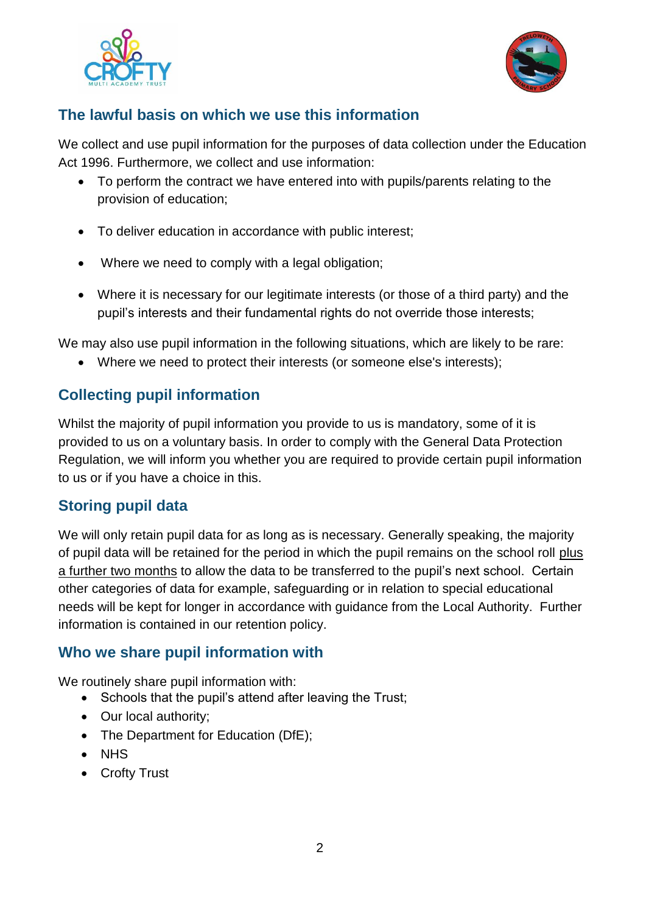## The lawful basis on which we use this information

We collect and use pupil information for the purposes of data collection under the Education Act 1996. Furthermore, we collect and use information:

- To perform the contract we have entered into with pupils/parents relating to the provision of education;
- To deliver education in accordance with public interest;
- Where we need to comply with a legal obligation;
- Where it is necessary for our legitimate interests (or those of a third party) and the pupil's interests and their fundamental rights do not override those interests;

We may also use pupil information in the following situations, which are likely to be rare:

- Where we need to protect their interests (or someone else's interests);

## Collecting pupil information

Whilst the majority of pupil information you provide to us is mandatory, some of it is provided to us on a voluntary basis. In order to comply with the General Data Protection Regulation, we will inform you whether you are required to provide certain pupil information to us or if you have a choice in this.

## Storing pupil data

We will only retain pupil data for as long as is necessary. Generally speaking, the majority of pupil data will be retained for the period in which the pupil remains on the school roll plus a further two months to allow the data to be transferred to the pupil's next school. Certain other categories of data for example, safeguarding or in relation to special educational needs will be kept for longer in accordance with guidance from the Local Authority. Further information is contained in our retention policy.

## Who we share pupil information with

We routinely share pupil information with:

- Schools that the pupil's attend after leaving the Trust;
- Our local authority;
- The Department for Education (DfE);
- NHS
- Crofty Trust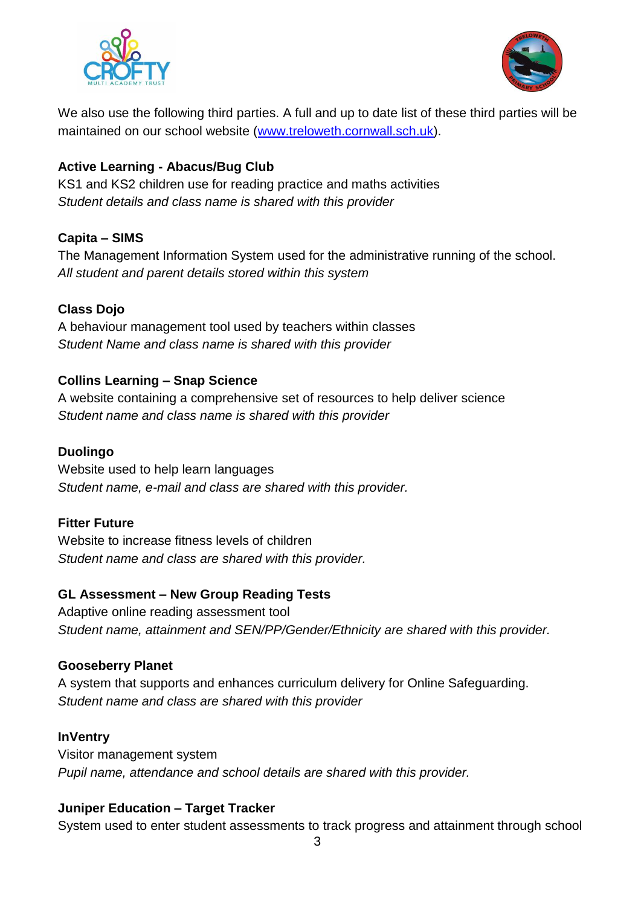We also use the following third parties. A full and up to date list of these third parties will be maintained on our school website ([www.treloweth.cornwall.sch.uk](http://www.treloweth.cornwall.sch.uk)).

**Active Learning - Abacus/Bug Club**
KS1 and KS2 children use for reading practice and maths activities
*Student details and class name is shared with this provider*

**Capita – SIMS**
The Management Information System used for the administrative running of the school.
*All student and parent details stored within this system*

**Class Dojo**
A behaviour management tool used by teachers within classes
*Student Name and class name is shared with this provider*

**Collins Learning – Snap Science**
A website containing a comprehensive set of resources to help deliver science
*Student name and class name is shared with this provider*

**Duolingo**
Website used to help learn languages
*Student name, e-mail and class are shared with this provider.*

**Fitter Future**
Website to increase fitness levels of children
*Student name and class are shared with this provider.*

**GL Assessment – New Group Reading Tests**
Adaptive online reading assessment tool
*Student name, attainment and SEN/PP/Gender/Ethnicity are shared with this provider.*

**Gooseberry Planet**
A system that supports and enhances curriculum delivery for Online Safeguarding.
*Student name and class are shared with this provider*

**InVentry**
Visitor management system
*Pupil name, attendance and school details are shared with this provider.*

**Juniper Education – Target Tracker**
System used to enter student assessments to track progress and attainment through school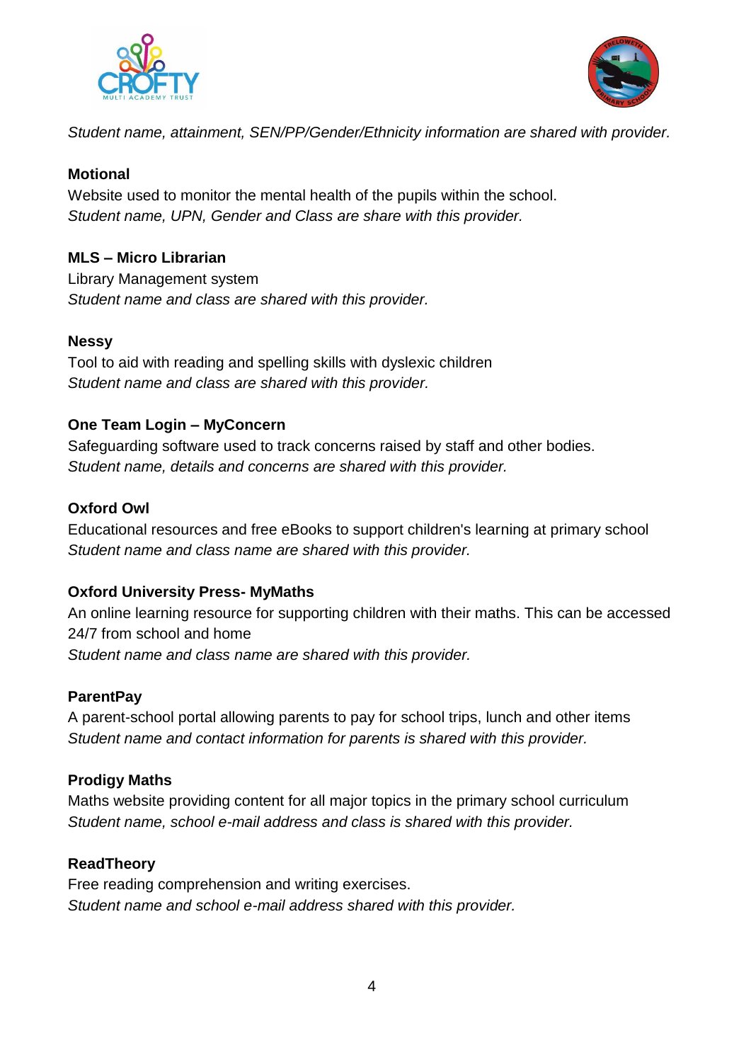*Student name, attainment, SEN/PP/Gender/Ethnicity information are shared with provider.*

**Motional**

Website used to monitor the mental health of the pupils within the school.
*Student name, UPN, Gender and Class are share with this provider.*

**MLS – Micro Librarian**

Library Management system
*Student name and class are shared with this provider.*

**Nessy**

Tool to aid with reading and spelling skills with dyslexic children
*Student name and class are shared with this provider.*

**One Team Login – MyConcern**

Safeguarding software used to track concerns raised by staff and other bodies.
*Student name, details and concerns are shared with this provider.*

**Oxford Owl**

Educational resources and free eBooks to support children's learning at primary school
*Student name and class name are shared with this provider.*

**Oxford University Press- MyMaths**

An online learning resource for supporting children with their maths. This can be accessed 24/7 from school and home
*Student name and class name are shared with this provider.*

**ParentPay**

A parent-school portal allowing parents to pay for school trips, lunch and other items
*Student name and contact information for parents is shared with this provider.*

**Prodigy Maths**

Maths website providing content for all major topics in the primary school curriculum
*Student name, school e-mail address and class is shared with this provider.*

**ReadTheory**

Free reading comprehension and writing exercises.
*Student name and school e-mail address shared with this provider.*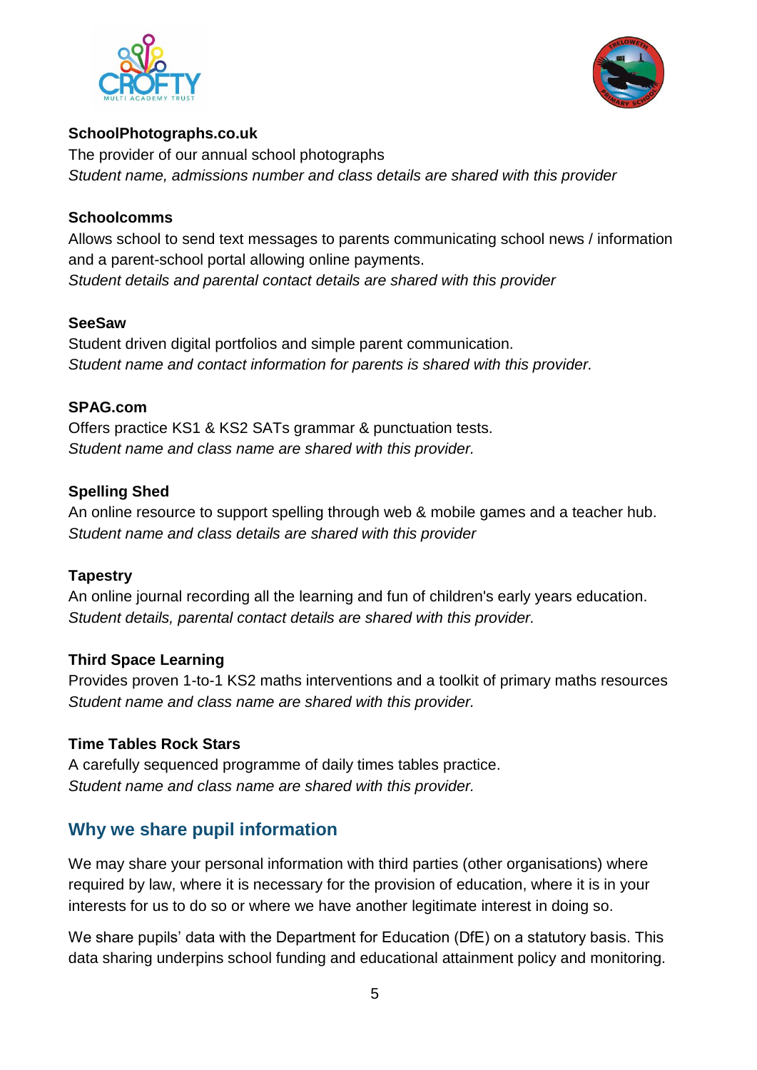**SchoolPhotographs.co.uk**
The provider of our annual school photographs
*Student name, admissions number and class details are shared with this provider*

**Schoolcomms**
Allows school to send text messages to parents communicating school news / information and a parent-school portal allowing online payments.
*Student details and parental contact details are shared with this provider*

**SeeSaw**
Student driven digital portfolios and simple parent communication.
*Student name and contact information for parents is shared with this provider.*

**SPAG.com**
Offers practice KS1 & KS2 SATs grammar & punctuation tests.
*Student name and class name are shared with this provider.*

**Spelling Shed**
An online resource to support spelling through web & mobile games and a teacher hub.
*Student name and class details are shared with this provider*

**Tapestry**
An online journal recording all the learning and fun of children's early years education.
*Student details, parental contact details are shared with this provider.*

**Third Space Learning**
Provides proven 1-to-1 KS2 maths interventions and a toolkit of primary maths resources
*Student name and class name are shared with this provider.*

**Time Tables Rock Stars**
A carefully sequenced programme of daily times tables practice.
*Student name and class name are shared with this provider.*

## Why we share pupil information

We may share your personal information with third parties (other organisations) where required by law, where it is necessary for the provision of education, where it is in your interests for us to do so or where we have another legitimate interest in doing so.

We share pupils' data with the Department for Education (DfE) on a statutory basis. This data sharing underpins school funding and educational attainment policy and monitoring.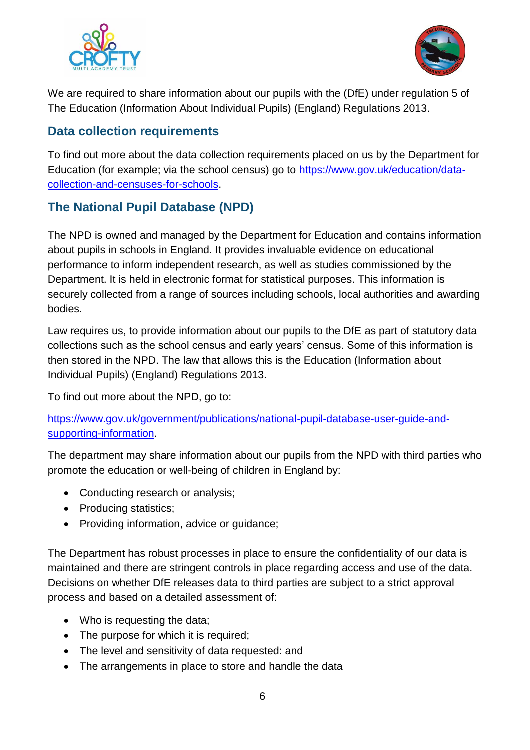We are required to share information about our pupils with the (DfE) under regulation 5 of The Education (Information About Individual Pupils) (England) Regulations 2013.

## Data collection requirements

To find out more about the data collection requirements placed on us by the Department for Education (for example; via the school census) go to [https://www.gov.uk/education/data-collection-and-censuses-for-schools](https://www.gov.uk/education/data-collection-and-censuses-for-schools).

## The National Pupil Database (NPD)

The NPD is owned and managed by the Department for Education and contains information about pupils in schools in England. It provides invaluable evidence on educational performance to inform independent research, as well as studies commissioned by the Department. It is held in electronic format for statistical purposes. This information is securely collected from a range of sources including schools, local authorities and awarding bodies.

Law requires us, to provide information about our pupils to the DfE as part of statutory data collections such as the school census and early years' census. Some of this information is then stored in the NPD. The law that allows this is the Education (Information about Individual Pupils) (England) Regulations 2013.

To find out more about the NPD, go to:

[https://www.gov.uk/government/publications/national-pupil-database-user-guide-and-supporting-information](https://www.gov.uk/government/publications/national-pupil-database-user-guide-and-supporting-information).

The department may share information about our pupils from the NPD with third parties who promote the education or well-being of children in England by:

- Conducting research or analysis;
- Producing statistics;
- Providing information, advice or guidance;

The Department has robust processes in place to ensure the confidentiality of our data is maintained and there are stringent controls in place regarding access and use of the data. Decisions on whether DfE releases data to third parties are subject to a strict approval process and based on a detailed assessment of:

- Who is requesting the data;
- The purpose for which it is required;
- The level and sensitivity of data requested: and
- The arrangements in place to store and handle the data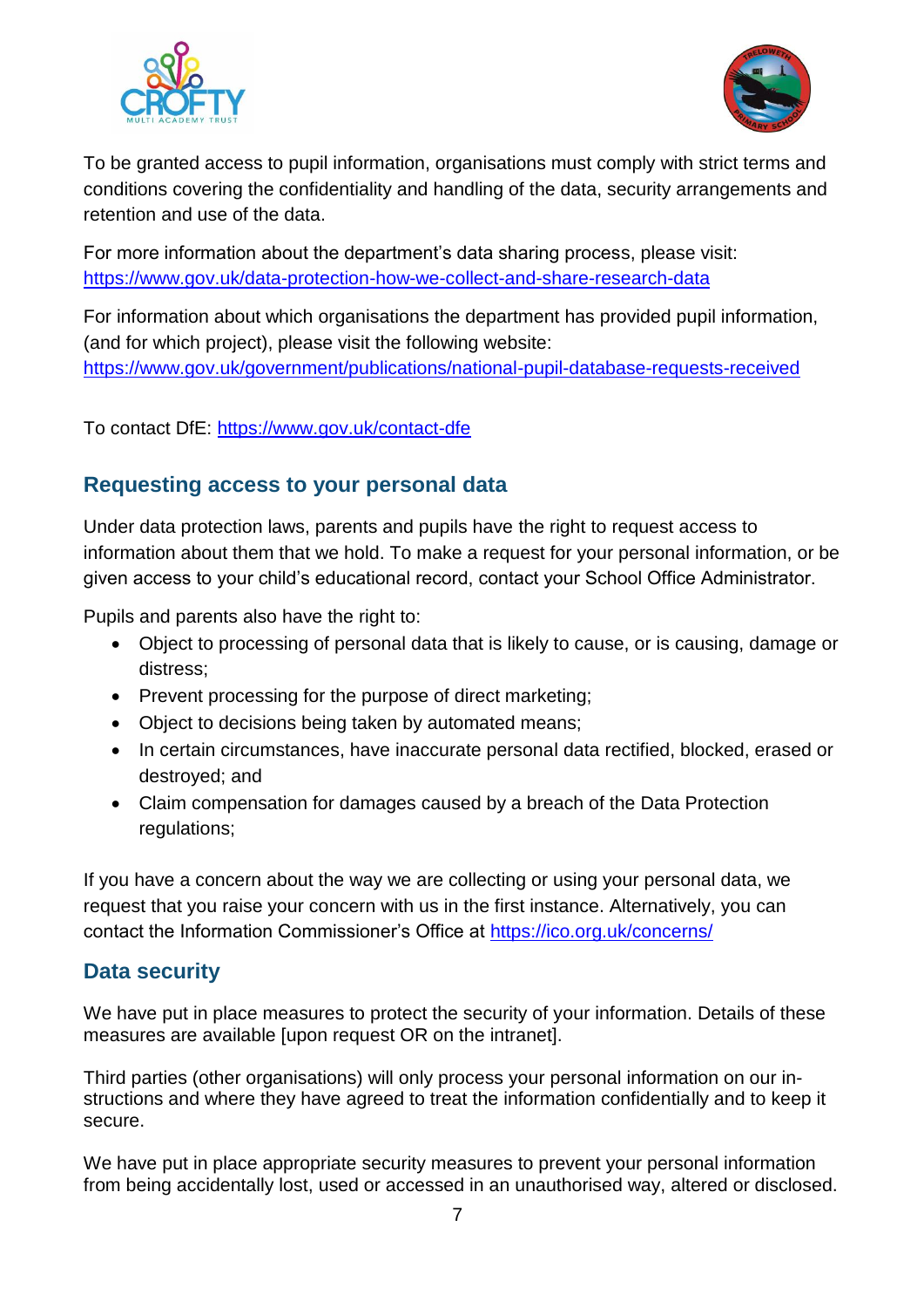To be granted access to pupil information, organisations must comply with strict terms and conditions covering the confidentiality and handling of the data, security arrangements and retention and use of the data.

For more information about the department's data sharing process, please visit: [https://www.gov.uk/data-protection-how-we-collect-and-share-research-data](https://www.gov.uk/data-protection-how-we-collect-and-share-research-data)

For information about which organisations the department has provided pupil information, (and for which project), please visit the following website: [https://www.gov.uk/government/publications/national-pupil-database-requests-received](https://www.gov.uk/government/publications/national-pupil-database-requests-received)

To contact DfE: [https://www.gov.uk/contact-dfe](https://www.gov.uk/contact-dfe)

## Requesting access to your personal data

Under data protection laws, parents and pupils have the right to request access to information about them that we hold. To make a request for your personal information, or be given access to your child's educational record, contact your School Office Administrator.

Pupils and parents also have the right to:

- Object to processing of personal data that is likely to cause, or is causing, damage or distress;
- Prevent processing for the purpose of direct marketing;
- Object to decisions being taken by automated means;
- In certain circumstances, have inaccurate personal data rectified, blocked, erased or destroyed; and
- Claim compensation for damages caused by a breach of the Data Protection regulations;

If you have a concern about the way we are collecting or using your personal data, we request that you raise your concern with us in the first instance. Alternatively, you can contact the Information Commissioner's Office at [https://ico.org.uk/concerns/](https://ico.org.uk/concerns/)

## Data security

We have put in place measures to protect the security of your information. Details of these measures are available [upon request OR on the intranet].

Third parties (other organisations) will only process your personal information on our instructions and where they have agreed to treat the information confidentially and to keep it secure.

We have put in place appropriate security measures to prevent your personal information from being accidentally lost, used or accessed in an unauthorised way, altered or disclosed.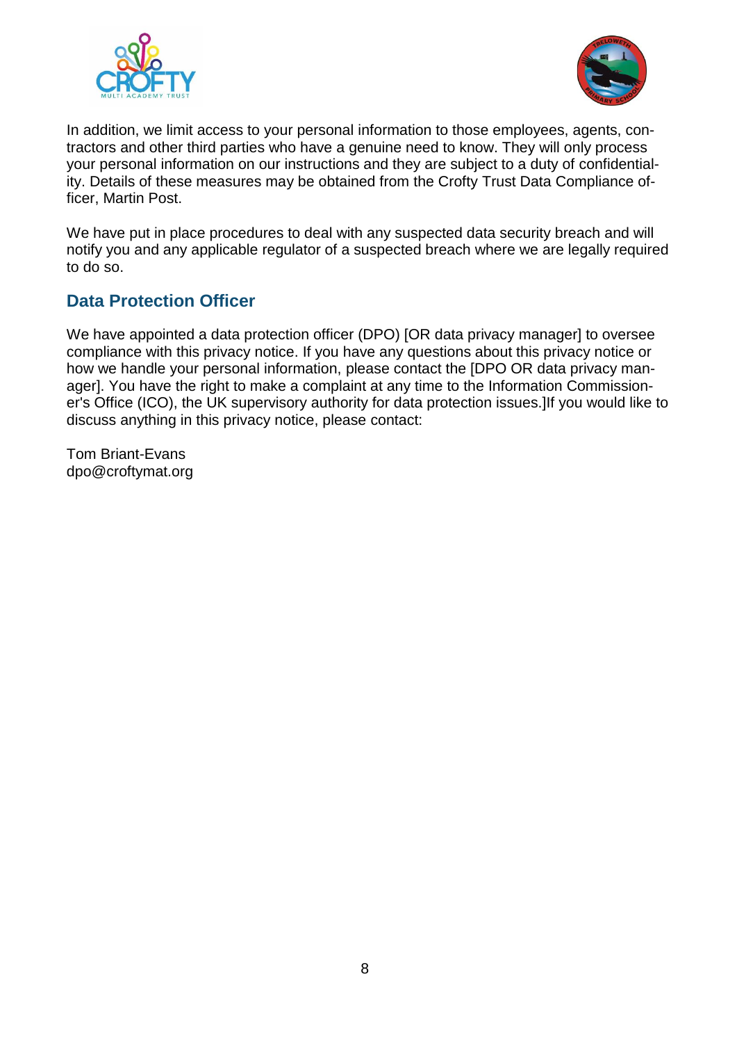In addition, we limit access to your personal information to those employees, agents, contractors and other third parties who have a genuine need to know. They will only process your personal information on our instructions and they are subject to a duty of confidentiality. Details of these measures may be obtained from the Crofty Trust Data Compliance officer, Martin Post.

We have put in place procedures to deal with any suspected data security breach and will notify you and any applicable regulator of a suspected breach where we are legally required to do so.

## Data Protection Officer

We have appointed a data protection officer (DPO) [OR data privacy manager] to oversee compliance with this privacy notice. If you have any questions about this privacy notice or how we handle your personal information, please contact the [DPO OR data privacy manager]. You have the right to make a complaint at any time to the Information Commissioner's Office (ICO), the UK supervisory authority for data protection issues.]If you would like to discuss anything in this privacy notice, please contact:

Tom Briant-Evans  
dpo@croftymat.org